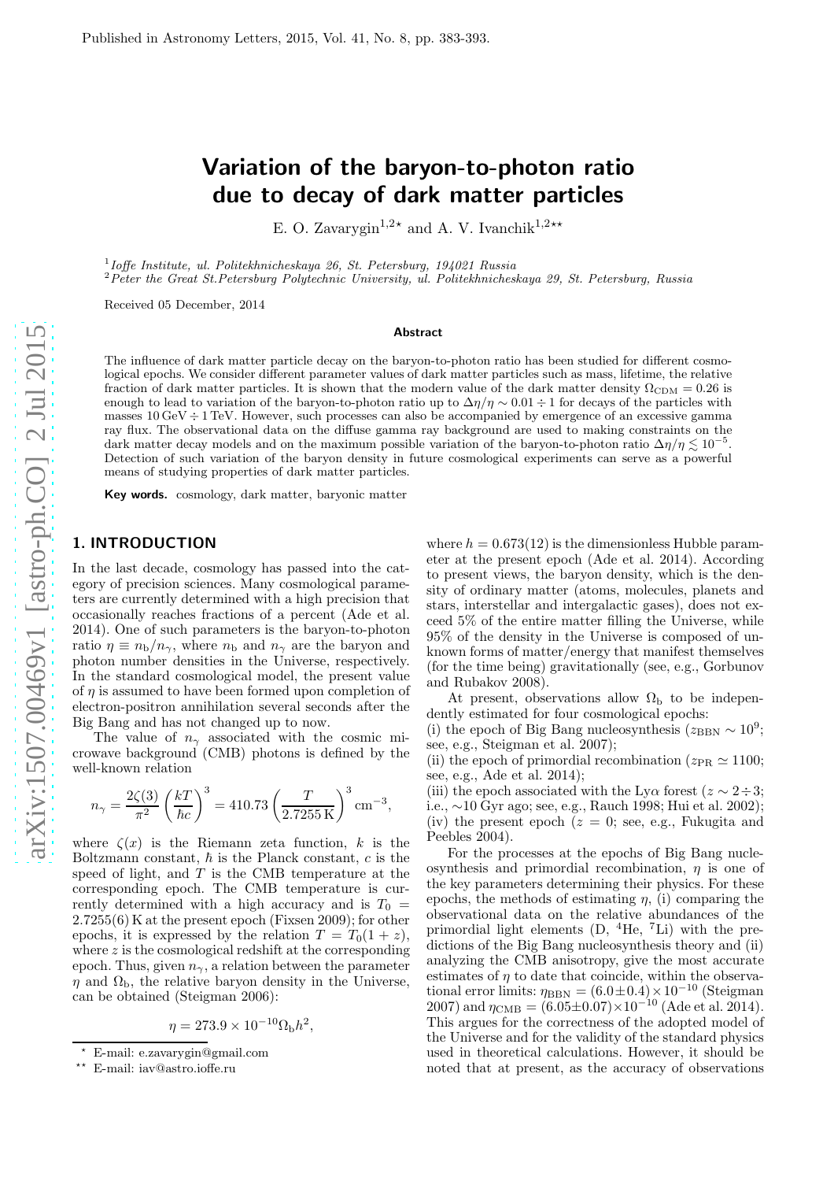Published in Astronomy Letters, 2015, Vol. 41, No. 8, pp. 383-393.

# Variation of the baryon-to-photon ratio due to decay of dark matter particles

E. O. Zavarygin[1,2⋆] and A. V. Ivanchik[1,2⋆⋆]

[1] *Ioffe Institute, ul. Politekhnicheskaya 26, St. Petersburg, 194021 Russia*
[2] *Peter the Great St.Petersburg Polytechnic University, ul. Politekhnicheskaya 29, St. Petersburg, Russia*

Received 05 December, 2014

## Abstract

The influence of dark matter particle decay on the baryon-to-photon ratio has been studied for different cosmological epochs. We consider different parameter values of dark matter particles such as mass, lifetime, the relative fraction of dark matter particles. It is shown that the modern value of the dark matter density $\Omega_{\rm CDM} = 0.26$ is enough to lead to variation of the baryon-to-photon ratio up to $\Delta\eta/\eta \sim 0.01 \div 1$ for decays of the particles with masses $10\,{\rm GeV} \div 1\,{\rm TeV}$. However, such processes can also be accompanied by emergence of an excessive gamma ray flux. The observational data on the diffuse gamma ray background are used to making constraints on the dark matter decay models and on the maximum possible variation of the baryon-to-photon ratio $\Delta\eta/\eta \lesssim 10^{-5}$. Detection of such variation of the baryon density in future cosmological experiments can serve as a powerful means of studying properties of dark matter particles.

**Key words.** cosmology, dark matter, baryonic matter

## 1. INTRODUCTION

In the last decade, cosmology has passed into the category of precision sciences. Many cosmological parameters are currently determined with a high precision that occasionally reaches fractions of a percent (Ade et al. 2014). One of such parameters is the baryon-to-photon ratio $\eta \equiv n_{\rm b}/n_\gamma$, where $n_{\rm b}$ and $n_\gamma$ are the baryon and photon number densities in the Universe, respectively. In the standard cosmological model, the present value of $\eta$ is assumed to have been formed upon completion of electron-positron annihilation several seconds after the Big Bang and has not changed up to now.

The value of $n_\gamma$ associated with the cosmic microwave background (CMB) photons is defined by the well-known relation

$$n_\gamma = \frac{2\zeta(3)}{\pi^2}\left(\frac{kT}{\hbar c}\right)^3 = 410.73\left(\frac{T}{2.7255\,{\rm K}}\right)^3 {\rm cm}^{-3},$$

where $\zeta(x)$ is the Riemann zeta function, $k$ is the Boltzmann constant, $\hbar$ is the Planck constant, $c$ is the speed of light, and $T$ is the CMB temperature at the corresponding epoch. The CMB temperature is currently determined with a high accuracy and is $T_0 = 2.7255(6)$ K at the present epoch (Fixsen 2009); for other epochs, it is expressed by the relation $T = T_0(1+z)$, where $z$ is the cosmological redshift at the corresponding epoch. Thus, given $n_\gamma$, a relation between the parameter $\eta$ and $\Omega_{\rm b}$, the relative baryon density in the Universe, can be obtained (Steigman 2006):

$$\eta = 273.9 \times 10^{-10}\Omega_{\rm b}h^2,$$

where $h = 0.673(12)$ is the dimensionless Hubble parameter at the present epoch (Ade et al. 2014). According to present views, the baryon density, which is the density of ordinary matter (atoms, molecules, planets and stars, interstellar and intergalactic gases), does not exceed 5% of the entire matter filling the Universe, while 95% of the density in the Universe is composed of unknown forms of matter/energy that manifest themselves (for the time being) gravitationally (see, e.g., Gorbunov and Rubakov 2008).

At present, observations allow $\Omega_{\rm b}$ to be independently estimated for four cosmological epochs:
(i) the epoch of Big Bang nucleosynthesis ($z_{\rm BBN} \sim 10^9$; see, e.g., Steigman et al. 2007);
(ii) the epoch of primordial recombination ($z_{\rm PR} \simeq 1100$; see, e.g., Ade et al. 2014);
(iii) the epoch associated with the Ly$\alpha$ forest ($z \sim 2 \div 3$; i.e., $\sim$10 Gyr ago; see, e.g., Rauch 1998; Hui et al. 2002);
(iv) the present epoch ($z = 0$; see, e.g., Fukugita and Peebles 2004).

For the processes at the epochs of Big Bang nucleosynthesis and primordial recombination, $\eta$ is one of the key parameters determining their physics. For these epochs, the methods of estimating $\eta$, (i) comparing the observational data on the relative abundances of the primordial light elements (D, $^4$He, $^7$Li) with the predictions of the Big Bang nucleosynthesis theory and (ii) analyzing the CMB anisotropy, give the most accurate estimates of $\eta$ to date that coincide, within the observational error limits: $\eta_{\rm BBN} = (6.0 \pm 0.4) \times 10^{-10}$ (Steigman 2007) and $\eta_{\rm CMB} = (6.05 \pm 0.07) \times 10^{-10}$ (Ade et al. 2014). This argues for the correctness of the adopted model of the Universe and for the validity of the standard physics used in theoretical calculations. However, it should be noted that at present, as the accuracy of observations

⋆ E-mail: e.zavarygin@gmail.com
⋆⋆ E-mail: iav@astro.ioffe.ru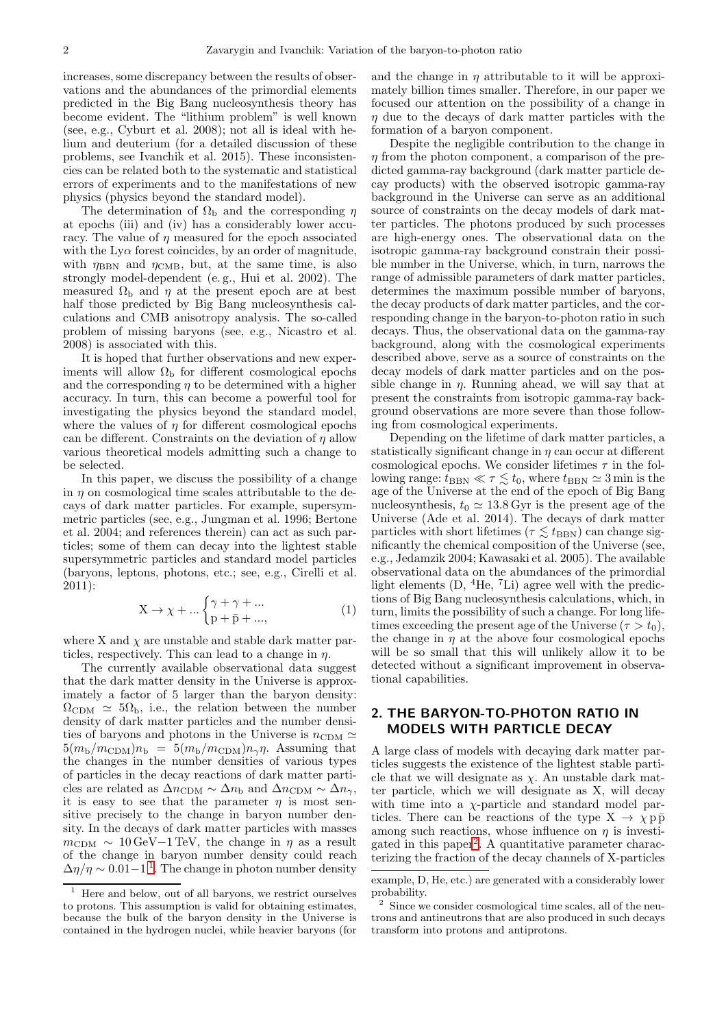increases, some discrepancy between the results of observations and the abundances of the primordial elements predicted in the Big Bang nucleosynthesis theory has become evident. The "lithium problem" is well known (see, e.g., Cyburt et al. 2008); not all is ideal with helium and deuterium (for a detailed discussion of these problems, see Ivanchik et al. 2015). These inconsistencies can be related both to the systematic and statistical errors of experiments and to the manifestations of new physics (physics beyond the standard model).

The determination of $\Omega_{\rm b}$ and the corresponding $\eta$ at epochs (iii) and (iv) has a considerably lower accuracy. The value of $\eta$ measured for the epoch associated with the Ly$\alpha$ forest coincides, by an order of magnitude, with $\eta_{\rm BBN}$ and $\eta_{\rm CMB}$, but, at the same time, is also strongly model-dependent (e. g., Hui et al. 2002). The measured $\Omega_{\rm b}$ and $\eta$ at the present epoch are at best half those predicted by Big Bang nucleosynthesis calculations and CMB anisotropy analysis. The so-called problem of missing baryons (see, e.g., Nicastro et al. 2008) is associated with this.

It is hoped that further observations and new experiments will allow $\Omega_{\rm b}$ for different cosmological epochs and the corresponding $\eta$ to be determined with a higher accuracy. In turn, this can become a powerful tool for investigating the physics beyond the standard model, where the values of $\eta$ for different cosmological epochs can be different. Constraints on the deviation of $\eta$ allow various theoretical models admitting such a change to be selected.

In this paper, we discuss the possibility of a change in $\eta$ on cosmological time scales attributable to the decays of dark matter particles. For example, supersymmetric particles (see, e.g., Jungman et al. 1996; Bertone et al. 2004; and references therein) can act as such particles; some of them can decay into the lightest stable supersymmetric particles and standard model particles (baryons, leptons, photons, etc.; see, e.g., Cirelli et al. 2011):

$$\mathrm{X} \rightarrow \chi + ... \begin{cases} \gamma + \gamma + ... \\ \mathrm{p} + \bar{\mathrm{p}} + ..., \end{cases} \tag{1}$$

where X and $\chi$ are unstable and stable dark matter particles, respectively. This can lead to a change in $\eta$.

The currently available observational data suggest that the dark matter density in the Universe is approximately a factor of 5 larger than the baryon density: $\Omega_{\rm CDM} \simeq 5\Omega_{\rm b}$, i.e., the relation between the number density of dark matter particles and the number densities of baryons and photons in the Universe is $n_{\rm CDM} \simeq 5(m_{\rm b}/m_{\rm CDM})n_{\rm b} = 5(m_{\rm b}/m_{\rm CDM})n_\gamma\eta$. Assuming that the changes in the number densities of various types of particles in the decay reactions of dark matter particles are related as $\Delta n_{\rm CDM} \sim \Delta n_{\rm b}$ and $\Delta n_{\rm CDM} \sim \Delta n_\gamma$, it is easy to see that the parameter $\eta$ is most sensitive precisely to the change in baryon number density. In the decays of dark matter particles with masses $m_{\rm CDM} \sim 10\,\mathrm{GeV}{-}1\,\mathrm{TeV}$, the change in $\eta$ as a result of the change in baryon number density could reach $\Delta\eta/\eta \sim 0.01{-}1$[1]. The change in photon number density and the change in $\eta$ attributable to it will be approximately billion times smaller. Therefore, in our paper we focused our attention on the possibility of a change in $\eta$ due to the decays of dark matter particles with the formation of a baryon component.

Despite the negligible contribution to the change in $\eta$ from the photon component, a comparison of the predicted gamma-ray background (dark matter particle decay products) with the observed isotropic gamma-ray background in the Universe can serve as an additional source of constraints on the decay models of dark matter particles. The photons produced by such processes are high-energy ones. The observational data on the isotropic gamma-ray background constrain their possible number in the Universe, which, in turn, narrows the range of admissible parameters of dark matter particles, determines the maximum possible number of baryons, the decay products of dark matter particles, and the corresponding change in the baryon-to-photon ratio in such decays. Thus, the observational data on the gamma-ray background, along with the cosmological experiments described above, serve as a source of constraints on the decay models of dark matter particles and on the possible change in $\eta$. Running ahead, we will say that at present the constraints from isotropic gamma-ray background observations are more severe than those following from cosmological experiments.

Depending on the lifetime of dark matter particles, a statistically significant change in $\eta$ can occur at different cosmological epochs. We consider lifetimes $\tau$ in the following range: $t_{\rm BBN} \ll \tau \lesssim t_0$, where $t_{\rm BBN} \simeq 3\,\mathrm{min}$ is the age of the Universe at the end of the epoch of Big Bang nucleosynthesis, $t_0 \simeq 13.8\,\mathrm{Gyr}$ is the present age of the Universe (Ade et al. 2014). The decays of dark matter particles with short lifetimes ($\tau \lesssim t_{\rm BBN}$) can change significantly the chemical composition of the Universe (see, e.g., Jedamzik 2004; Kawasaki et al. 2005). The available observational data on the abundances of the primordial light elements (D, $^4$He, $^7$Li) agree well with the predictions of Big Bang nucleosynthesis calculations, which, in turn, limits the possibility of such a change. For long lifetimes exceeding the present age of the Universe ($\tau > t_0$), the change in $\eta$ at the above four cosmological epochs will be so small that this will unlikely allow it to be detected without a significant improvement in observational capabilities.

## 2. THE BARYON-TO-PHOTON RATIO IN MODELS WITH PARTICLE DECAY

A large class of models with decaying dark matter particles suggests the existence of the lightest stable particle that we will designate as $\chi$. An unstable dark matter particle, which we will designate as X, will decay with time into a $\chi$-particle and standard model particles. There can be reactions of the type $\mathrm{X} \rightarrow \chi\, \mathrm{p}\, \bar{\mathrm{p}}$ among such reactions, whose influence on $\eta$ is investigated in this paper[2]. A quantitative parameter characterizing the fraction of the decay channels of X-particles

---

[1] Here and below, out of all baryons, we restrict ourselves to protons. This assumption is valid for obtaining estimates, because the bulk of the baryon density in the Universe is contained in the hydrogen nuclei, while heavier baryons (for example, D, He, etc.) are generated with a considerably lower probability.

[2] Since we consider cosmological time scales, all of the neutrons and antineutrons that are also produced in such decays transform into protons and antiprotons.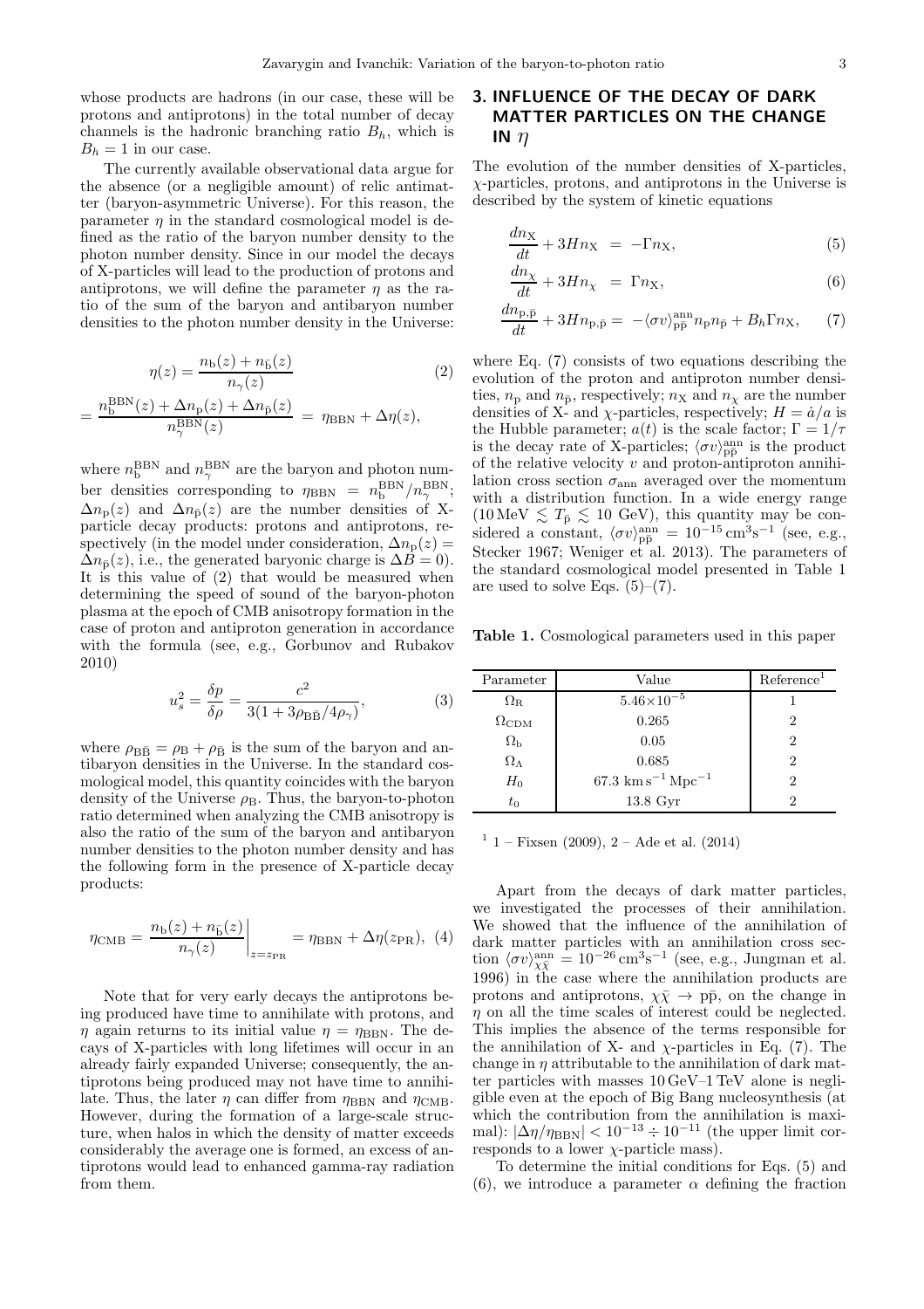whose products are hadrons (in our case, these will be protons and antiprotons) in the total number of decay channels is the hadronic branching ratio $B_h$, which is $B_h = 1$ in our case.

The currently available observational data argue for the absence (or a negligible amount) of relic antimatter (baryon-asymmetric Universe). For this reason, the parameter $\eta$ in the standard cosmological model is defined as the ratio of the baryon number density to the photon number density. Since in our model the decays of X-particles will lead to the production of protons and antiprotons, we will define the parameter $\eta$ as the ratio of the sum of the baryon and antibaryon number densities to the photon number density in the Universe:

$$\eta(z) = \frac{n_{\rm b}(z) + n_{\bar{\rm b}}(z)}{n_\gamma(z)} \tag{2}$$

$$= \frac{n_{\rm b}^{\rm BBN}(z) + \Delta n_{\rm p}(z) + \Delta n_{\bar{\rm p}}(z)}{n_\gamma^{\rm BBN}(z)} = \eta_{\rm BBN} + \Delta\eta(z),$$

where $n_{\rm b}^{\rm BBN}$ and $n_\gamma^{\rm BBN}$ are the baryon and photon number densities corresponding to $\eta_{\rm BBN} = n_{\rm b}^{\rm BBN}/n_\gamma^{\rm BBN}$; $\Delta n_{\rm p}(z)$ and $\Delta n_{\bar{\rm p}}(z)$ are the number densities of X-particle decay products: protons and antiprotons, respectively (in the model under consideration, $\Delta n_{\rm p}(z) = \Delta n_{\bar{\rm p}}(z)$, i.e., the generated baryonic charge is $\Delta B = 0$). It is this value of (2) that would be measured when determining the speed of sound of the baryon-photon plasma at the epoch of CMB anisotropy formation in the case of proton and antiproton generation in accordance with the formula (see, e.g., Gorbunov and Rubakov 2010)

$$u_s^2 = \frac{\delta p}{\delta \rho} = \frac{c^2}{3(1 + 3\rho_{\rm B\bar{B}}/4\rho_\gamma)}, \tag{3}$$

where $\rho_{\rm B\bar{B}} = \rho_{\rm B} + \rho_{\bar{\rm B}}$ is the sum of the baryon and antibaryon densities in the Universe. In the standard cosmological model, this quantity coincides with the baryon density of the Universe $\rho_{\rm B}$. Thus, the baryon-to-photon ratio determined when analyzing the CMB anisotropy is also the ratio of the sum of the baryon and antibaryon number densities to the photon number density and has the following form in the presence of X-particle decay products:

$$\eta_{\rm CMB} = \left.\frac{n_{\rm b}(z) + n_{\bar{\rm b}}(z)}{n_\gamma(z)}\right|_{z=z_{\rm PR}} = \eta_{\rm BBN} + \Delta\eta(z_{\rm PR}), \tag{4}$$

Note that for very early decays the antiprotons being produced have time to annihilate with protons, and $\eta$ again returns to its initial value $\eta = \eta_{\rm BBN}$. The decays of X-particles with long lifetimes will occur in an already fairly expanded Universe; consequently, the antiprotons being produced may not have time to annihilate. Thus, the later $\eta$ can differ from $\eta_{\rm BBN}$ and $\eta_{\rm CMB}$. However, during the formation of a large-scale structure, when halos in which the density of matter exceeds considerably the average one is formed, an excess of antiprotons would lead to enhanced gamma-ray radiation from them.

## 3. INFLUENCE OF THE DECAY OF DARK MATTER PARTICLES ON THE CHANGE IN $\eta$

The evolution of the number densities of X-particles, $\chi$-particles, protons, and antiprotons in the Universe is described by the system of kinetic equations

$$\frac{dn_{\rm X}}{dt} + 3Hn_{\rm X} = -\Gamma n_{\rm X}, \tag{5}$$

$$\frac{dn_\chi}{dt} + 3Hn_\chi = \Gamma n_{\rm X}, \tag{6}$$

$$\frac{dn_{\rm p,\bar{p}}}{dt} + 3Hn_{\rm p,\bar{p}} = -\langle\sigma v\rangle_{\rm p\bar{p}}^{\rm ann} n_{\rm p} n_{\bar{\rm p}} + B_h \Gamma n_{\rm X}, \tag{7}$$

where Eq. (7) consists of two equations describing the evolution of the proton and antiproton number densities, $n_{\rm p}$ and $n_{\bar{\rm p}}$, respectively; $n_{\rm X}$ and $n_\chi$ are the number densities of X- and $\chi$-particles, respectively; $H = \dot{a}/a$ is the Hubble parameter; $a(t)$ is the scale factor; $\Gamma = 1/\tau$ is the decay rate of X-particles; $\langle\sigma v\rangle_{\rm p\bar{p}}^{\rm ann}$ is the product of the relative velocity $v$ and proton-antiproton annihilation cross section $\sigma_{\rm ann}$ averaged over the momentum with a distribution function. In a wide energy range ($10\,{\rm MeV} \lesssim T_{\bar{\rm p}} \lesssim 10$ GeV), this quantity may be considered a constant, $\langle\sigma v\rangle_{\rm p\bar{p}}^{\rm ann} = 10^{-15}\,{\rm cm^3 s^{-1}}$ (see, e.g., Stecker 1967; Weniger et al. 2013). The parameters of the standard cosmological model presented in Table 1 are used to solve Eqs. (5)–(7).

**Table 1.** Cosmological parameters used in this paper

| Parameter | Value | Reference[1] |
|---|---|---|
| $\Omega_{\rm R}$ | $5.46\times10^{-5}$ | 1 |
| $\Omega_{\rm CDM}$ | 0.265 | 2 |
| $\Omega_{\rm b}$ | 0.05 | 2 |
| $\Omega_\Lambda$ | 0.685 | 2 |
| $H_0$ | $67.3\ {\rm km\,s^{-1}\,Mpc^{-1}}$ | 2 |
| $t_0$ | 13.8 Gyr | 2 |

[1] 1 – Fixsen (2009), 2 – Ade et al. (2014)

Apart from the decays of dark matter particles, we investigated the processes of their annihilation. We showed that the influence of the annihilation of dark matter particles with an annihilation cross section $\langle\sigma v\rangle_{\chi\bar{\chi}}^{\rm ann} = 10^{-26}\,{\rm cm^3 s^{-1}}$ (see, e.g., Jungman et al. 1996) in the case where the annihilation products are protons and antiprotons, $\chi\bar{\chi} \to {\rm p\bar{p}}$, on the change in $\eta$ on all the time scales of interest could be neglected. This implies the absence of the terms responsible for the annihilation of X- and $\chi$-particles in Eq. (7). The change in $\eta$ attributable to the annihilation of dark matter particles with masses 10 GeV–1 TeV alone is negligible even at the epoch of Big Bang nucleosynthesis (at which the contribution from the annihilation is maximal): $|\Delta\eta/\eta_{\rm BBN}| < 10^{-13} \div 10^{-11}$ (the upper limit corresponds to a lower $\chi$-particle mass).

To determine the initial conditions for Eqs. (5) and (6), we introduce a parameter $\alpha$ defining the fraction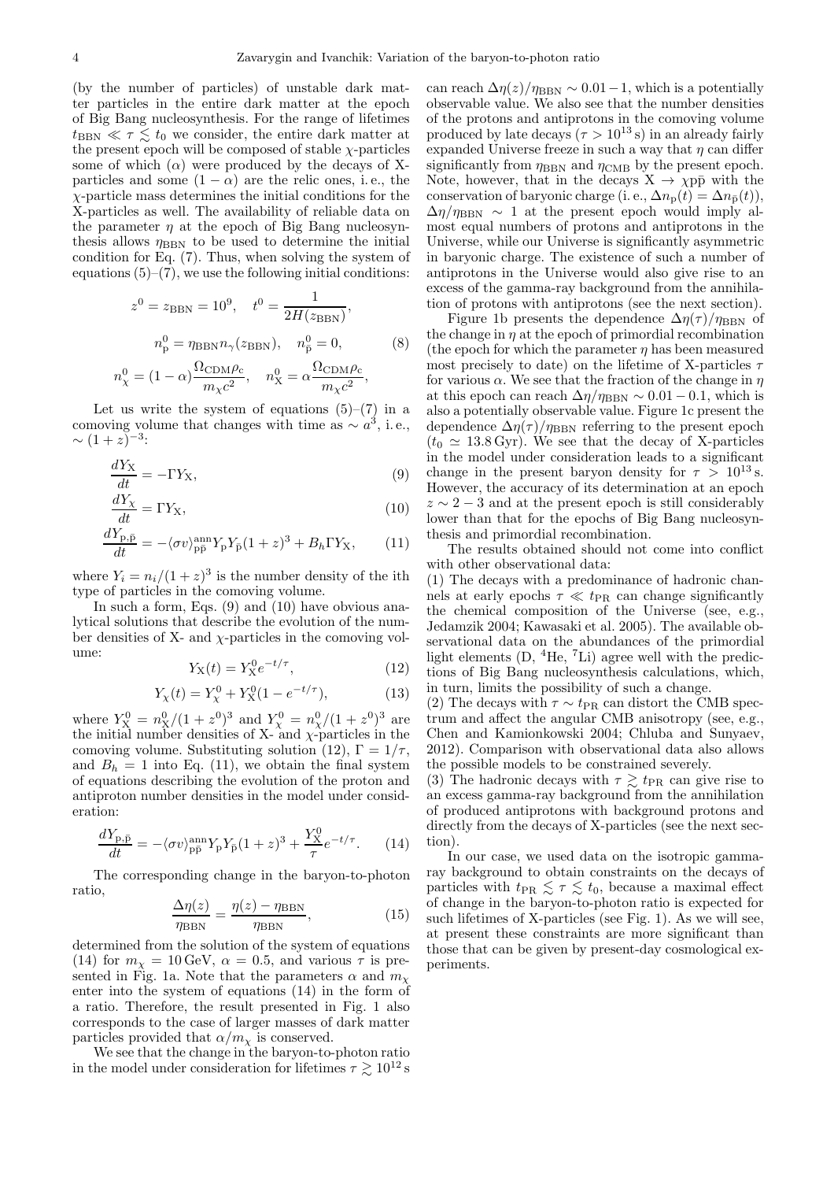(by the number of particles) of unstable dark matter particles in the entire dark matter at the epoch of Big Bang nucleosynthesis. For the range of lifetimes $t_{\rm BBN} \ll \tau \lesssim t_0$ we consider, the entire dark matter at the present epoch will be composed of stable $\chi$-particles some of which ($\alpha$) were produced by the decays of X-particles and some $(1-\alpha)$ are the relic ones, i. e., the $\chi$-particle mass determines the initial conditions for the X-particles as well. The availability of reliable data on the parameter $\eta$ at the epoch of Big Bang nucleosynthesis allows $\eta_{\rm BBN}$ to be used to determine the initial condition for Eq. (7). Thus, when solving the system of equations (5)–(7), we use the following initial conditions:

$$z^0 = z_{\rm BBN} = 10^9, \quad t^0 = \frac{1}{2H(z_{\rm BBN})},$$
$$n_{\rm p}^0 = \eta_{\rm BBN} n_\gamma(z_{\rm BBN}), \quad n_{\bar{\rm p}}^0 = 0, \tag{8}$$
$$n_\chi^0 = (1-\alpha)\frac{\Omega_{\rm CDM}\rho_{\rm c}}{m_\chi c^2}, \quad n_{\rm X}^0 = \alpha\frac{\Omega_{\rm CDM}\rho_{\rm c}}{m_\chi c^2},$$

Let us write the system of equations (5)–(7) in a comoving volume that changes with time as $\sim a^3$, i. e., $\sim (1+z)^{-3}$:

$$\frac{dY_{\rm X}}{dt} = -\Gamma Y_{\rm X}, \tag{9}$$
$$\frac{dY_\chi}{dt} = \Gamma Y_{\rm X}, \tag{10}$$
$$\frac{dY_{\rm p,\bar{p}}}{dt} = -\langle\sigma v\rangle_{\rm p\bar{p}}^{\rm ann} Y_{\rm p} Y_{\bar{\rm p}} (1+z)^3 + B_h \Gamma Y_{\rm X}, \tag{11}$$

where $Y_i = n_i/(1+z)^3$ is the number density of the ith type of particles in the comoving volume.

In such a form, Eqs. (9) and (10) have obvious analytical solutions that describe the evolution of the number densities of X- and $\chi$-particles in the comoving volume:

$$Y_{\rm X}(t) = Y_{\rm X}^0 e^{-t/\tau}, \tag{12}$$
$$Y_\chi(t) = Y_\chi^0 + Y_{\rm X}^0(1 - e^{-t/\tau}), \tag{13}$$

where $Y_{\rm X}^0 = n_{\rm X}^0/(1+z^0)^3$ and $Y_\chi^0 = n_\chi^0/(1+z^0)^3$ are the initial number densities of X- and $\chi$-particles in the comoving volume. Substituting solution (12), $\Gamma = 1/\tau$, and $B_h = 1$ into Eq. (11), we obtain the final system of equations describing the evolution of the proton and antiproton number densities in the model under consideration:

$$\frac{dY_{\rm p,\bar{p}}}{dt} = -\langle\sigma v\rangle_{\rm p\bar{p}}^{\rm ann} Y_{\rm p} Y_{\bar{\rm p}} (1+z)^3 + \frac{Y_{\rm X}^0}{\tau} e^{-t/\tau}. \tag{14}$$

The corresponding change in the baryon-to-photon ratio,

$$\frac{\Delta\eta(z)}{\eta_{\rm BBN}} = \frac{\eta(z) - \eta_{\rm BBN}}{\eta_{\rm BBN}}, \tag{15}$$

determined from the solution of the system of equations (14) for $m_\chi = 10\,{\rm GeV}$, $\alpha = 0.5$, and various $\tau$ is presented in Fig. 1a. Note that the parameters $\alpha$ and $m_\chi$ enter into the system of equations (14) in the form of a ratio. Therefore, the result presented in Fig. 1 also corresponds to the case of larger masses of dark matter particles provided that $\alpha/m_\chi$ is conserved.

We see that the change in the baryon-to-photon ratio in the model under consideration for lifetimes $\tau \gtrsim 10^{12}\,{\rm s}$ can reach $\Delta\eta(z)/\eta_{\rm BBN} \sim 0.01-1$, which is a potentially observable value. We also see that the number densities of the protons and antiprotons in the comoving volume produced by late decays ($\tau > 10^{13}\,{\rm s}$) in an already fairly expanded Universe freeze in such a way that $\eta$ can differ significantly from $\eta_{\rm BBN}$ and $\eta_{\rm CMB}$ by the present epoch. Note, however, that in the decays ${\rm X} \to \chi{\rm p}\bar{\rm p}$ with the conservation of baryonic charge (i. e., $\Delta n_{\rm p}(t) = \Delta n_{\bar{\rm p}}(t)$), $\Delta\eta/\eta_{\rm BBN} \sim 1$ at the present epoch would imply almost equal numbers of protons and antiprotons in the Universe, while our Universe is significantly asymmetric in baryonic charge. The existence of such a number of antiprotons in the Universe would also give rise to an excess of the gamma-ray background from the annihilation of protons with antiprotons (see the next section).

Figure 1b presents the dependence $\Delta\eta(\tau)/\eta_{\rm BBN}$ of the change in $\eta$ at the epoch of primordial recombination (the epoch for which the parameter $\eta$ has been measured most precisely to date) on the lifetime of X-particles $\tau$ for various $\alpha$. We see that the fraction of the change in $\eta$ at this epoch can reach $\Delta\eta/\eta_{\rm BBN} \sim 0.01-0.1$, which is also a potentially observable value. Figure 1c present the dependence $\Delta\eta(\tau)/\eta_{\rm BBN}$ referring to the present epoch ($t_0 \simeq 13.8\,{\rm Gyr}$). We see that the decay of X-particles in the model under consideration leads to a significant change in the present baryon density for $\tau > 10^{13}\,{\rm s}$. However, the accuracy of its determination at an epoch $z \sim 2-3$ and at the present epoch is still considerably lower than that for the epochs of Big Bang nucleosynthesis and primordial recombination.

The results obtained should not come into conflict with other observational data:

(1) The decays with a predominance of hadronic channels at early epochs $\tau \ll t_{\rm PR}$ can change significantly the chemical composition of the Universe (see, e.g., Jedamzik 2004; Kawasaki et al. 2005). The available observational data on the abundances of the primordial light elements (D, $^4$He, $^7$Li) agree well with the predictions of Big Bang nucleosynthesis calculations, which, in turn, limits the possibility of such a change.

(2) The decays with $\tau \sim t_{\rm PR}$ can distort the CMB spectrum and affect the angular CMB anisotropy (see, e.g., Chen and Kamionkowski 2004; Chluba and Sunyaev, 2012). Comparison with observational data also allows the possible models to be constrained severely.

(3) The hadronic decays with $\tau \gtrsim t_{\rm PR}$ can give rise to an excess gamma-ray background from the annihilation of produced antiprotons with background protons and directly from the decays of X-particles (see the next section).

In our case, we used data on the isotropic gamma-ray background to obtain constraints on the decays of particles with $t_{\rm PR} \lesssim \tau \lesssim t_0$, because a maximal effect of change in the baryon-to-photon ratio is expected for such lifetimes of X-particles (see Fig. 1). As we will see, at present these constraints are more significant than those that can be given by present-day cosmological experiments.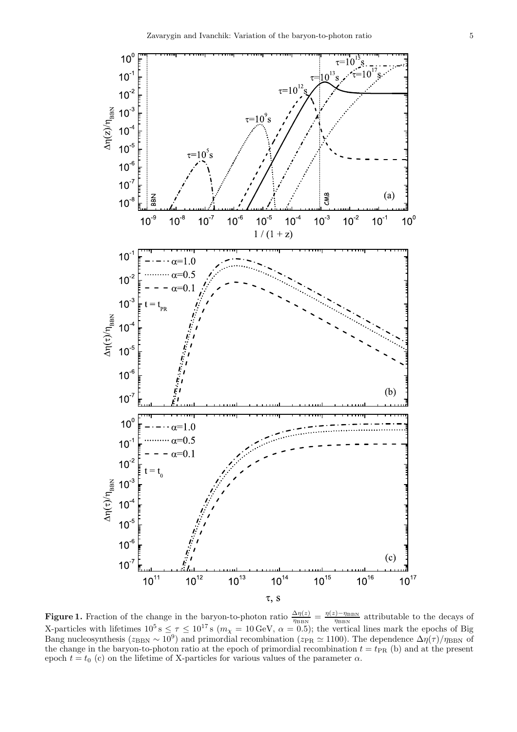**Figure 1.** Fraction of the change in the baryon-to-photon ratio $\frac{\Delta\eta(z)}{\eta_{\rm BBN}} = \frac{\eta(z)-\eta_{\rm BBN}}{\eta_{\rm BBN}}$ attributable to the decays of X-particles with lifetimes $10^5\,{\rm s} \le \tau \le 10^{17}\,{\rm s}$ ($m_\chi = 10\,{\rm GeV}$, $\alpha = 0.5$); the vertical lines mark the epochs of Big Bang nucleosynthesis ($z_{\rm BBN} \sim 10^9$) and primordial recombination ($z_{\rm PR} \simeq 1100$). The dependence $\Delta\eta(\tau)/\eta_{\rm BBN}$ of the change in the baryon-to-photon ratio at the epoch of primordial recombination $t = t_{\rm PR}$ (b) and at the present epoch $t = t_0$ (c) on the lifetime of X-particles for various values of the parameter $\alpha$.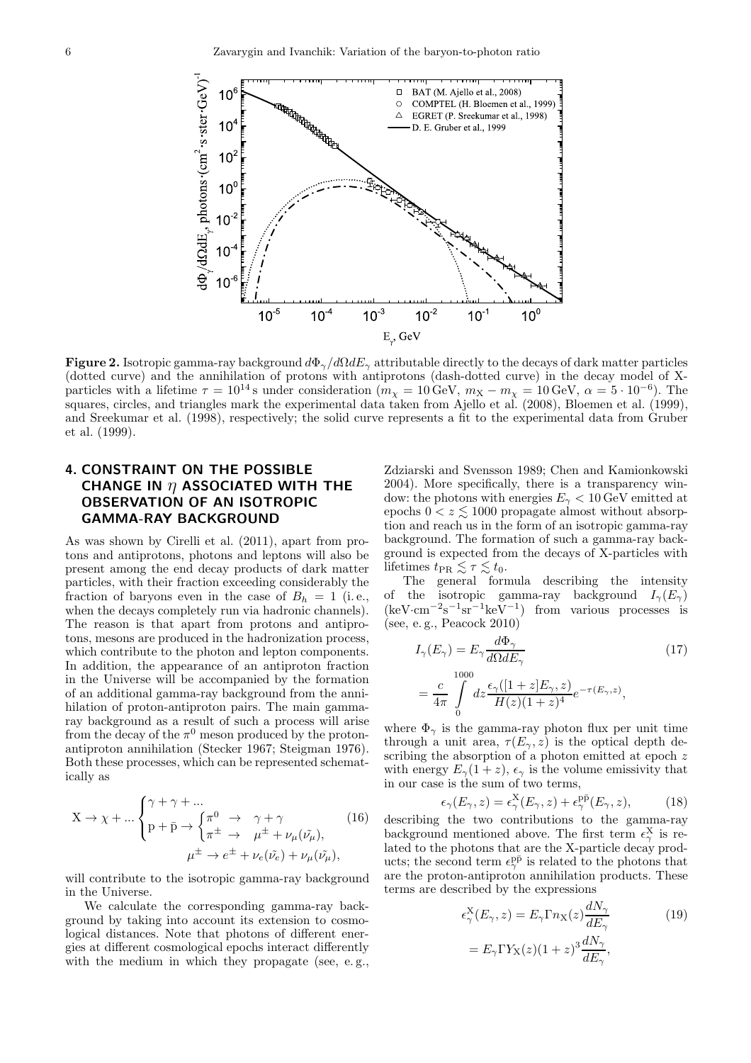**Figure 2.** Isotropic gamma-ray background $d\Phi_\gamma/d\Omega dE_\gamma$ attributable directly to the decays of dark matter particles (dotted curve) and the annihilation of protons with antiprotons (dash-dotted curve) in the decay model of X-particles with a lifetime $\tau = 10^{14}$ s under consideration ($m_\chi = 10$ GeV, $m_X - m_\chi = 10$ GeV, $\alpha = 5 \cdot 10^{-6}$). The squares, circles, and triangles mark the experimental data taken from Ajello et al. (2008), Bloemen et al. (1999), and Sreekumar et al. (1998), respectively; the solid curve represents a fit to the experimental data from Gruber et al. (1999).

## 4. CONSTRAINT ON THE POSSIBLE CHANGE IN $\eta$ ASSOCIATED WITH THE OBSERVATION OF AN ISOTROPIC GAMMA-RAY BACKGROUND

As was shown by Cirelli et al. (2011), apart from protons and antiprotons, photons and leptons will also be present among the end decay products of dark matter particles, with their fraction exceeding considerably the fraction of baryons even in the case of $B_h = 1$ (i. e., when the decays completely run via hadronic channels). The reason is that apart from protons and antiprotons, mesons are produced in the hadronization process, which contribute to the photon and lepton components. In addition, the appearance of an antiproton fraction in the Universe will be accompanied by the formation of an additional gamma-ray background from the annihilation of proton-antiproton pairs. The main gamma-ray background as a result of such a process will arise from the decay of the $\pi^0$ meson produced by the proton-antiproton annihilation (Stecker 1967; Steigman 1976). Both these processes, which can be represented schematically as

$$
\mathrm{X} \to \chi + ... \begin{cases} \gamma + \gamma + ... \\ \mathrm{p} + \bar{\mathrm{p}} \to \begin{cases} \pi^0 & \to \quad \gamma + \gamma \\ \pi^\pm & \to \quad \mu^\pm + \nu_\mu(\tilde{\nu_\mu}), \end{cases} \\ \qquad\qquad \mu^\pm \to e^\pm + \nu_e(\tilde{\nu_e}) + \nu_\mu(\tilde{\nu_\mu}), \end{cases} \tag{16}
$$

will contribute to the isotropic gamma-ray background in the Universe.

We calculate the corresponding gamma-ray background by taking into account its extension to cosmological distances. Note that photons of different energies at different cosmological epochs interact differently with the medium in which they propagate (see, e. g., Zdziarski and Svensson 1989; Chen and Kamionkowski 2004). More specifically, there is a transparency window: the photons with energies $E_\gamma < 10$ GeV emitted at epochs $0 < z \lesssim 1000$ propagate almost without absorption and reach us in the form of an isotropic gamma-ray background. The formation of such a gamma-ray background is expected from the decays of X-particles with lifetimes $t_{\mathrm{PR}} \lesssim \tau \lesssim t_0$.

The general formula describing the intensity of the isotropic gamma-ray background $I_\gamma(E_\gamma)$ (keV$\cdot$cm$^{-2}$s$^{-1}$sr$^{-1}$keV$^{-1}$) from various processes is (see, e. g., Peacock 2010)

$$
I_\gamma(E_\gamma) = E_\gamma \frac{d\Phi_\gamma}{d\Omega dE_\gamma} \tag{17}
$$

$$
= \frac{c}{4\pi} \int\limits_0^{1000} dz \frac{\epsilon_\gamma([1+z]E_\gamma, z)}{H(z)(1+z)^4} e^{-\tau(E_\gamma, z)},
$$

where $\Phi_\gamma$ is the gamma-ray photon flux per unit time through a unit area, $\tau(E_\gamma, z)$ is the optical depth describing the absorption of a photon emitted at epoch $z$ with energy $E_\gamma(1+z)$, $\epsilon_\gamma$ is the volume emissivity that in our case is the sum of two terms,

$$
\epsilon_\gamma(E_\gamma, z) = \epsilon_\gamma^{\mathrm{X}}(E_\gamma, z) + \epsilon_\gamma^{\mathrm{p\bar{p}}}(E_\gamma, z), \tag{18}
$$

describing the two contributions to the gamma-ray background mentioned above. The first term $\epsilon_\gamma^{\mathrm{X}}$ is related to the photons that are the X-particle decay products; the second term $\epsilon_\gamma^{\mathrm{p\bar{p}}}$ is related to the photons that are the proton-antiproton annihilation products. These terms are described by the expressions

$$
\epsilon_\gamma^{\mathrm{X}}(E_\gamma, z) = E_\gamma \Gamma n_{\mathrm{X}}(z) \frac{dN_\gamma}{dE_\gamma} \tag{19}
$$

$$
= E_\gamma \Gamma Y_{\mathrm{X}}(z)(1+z)^3 \frac{dN_\gamma}{dE_\gamma},
$$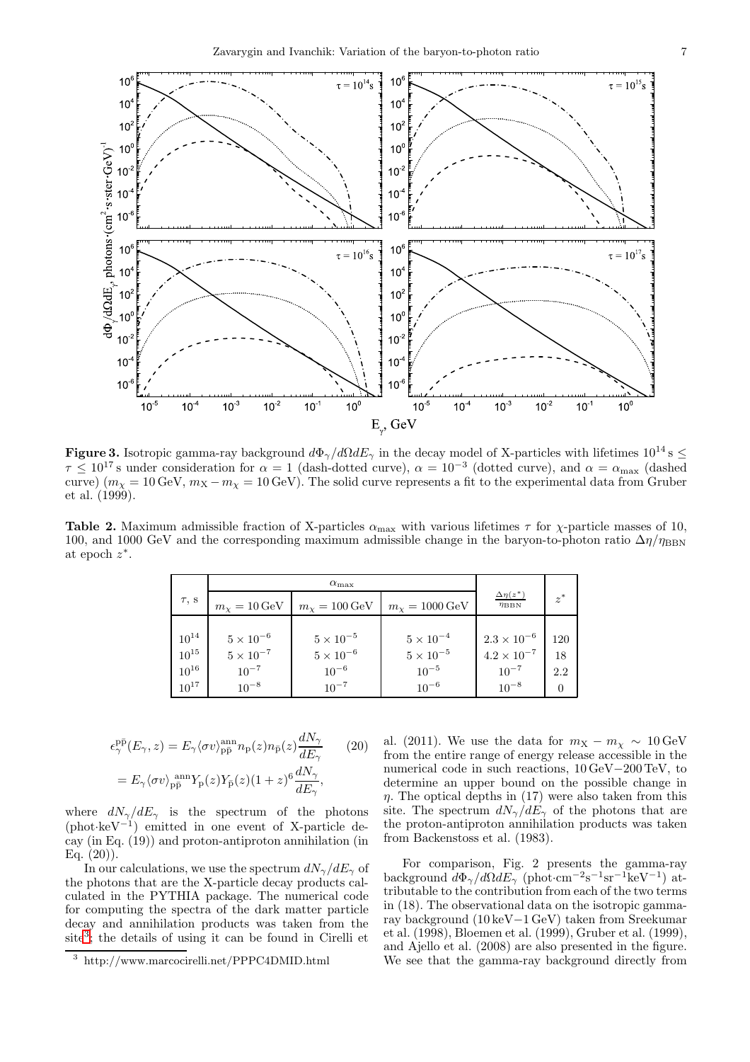**Figure 3.** Isotropic gamma-ray background $d\Phi_\gamma/d\Omega dE_\gamma$ in the decay model of X-particles with lifetimes $10^{14}\,\mathrm{s} \leq \tau \leq 10^{17}\,\mathrm{s}$ under consideration for $\alpha = 1$ (dash-dotted curve), $\alpha = 10^{-3}$ (dotted curve), and $\alpha = \alpha_{\max}$ (dashed curve) ($m_\chi = 10\,\mathrm{GeV}$, $m_X - m_\chi = 10\,\mathrm{GeV}$). The solid curve represents a fit to the experimental data from Gruber et al. (1999).

**Table 2.** Maximum admissible fraction of X-particles $\alpha_{\max}$ with various lifetimes $\tau$ for $\chi$-particle masses of 10, 100, and 1000 GeV and the corresponding maximum admissible change in the baryon-to-photon ratio $\Delta\eta/\eta_{\mathrm{BBN}}$ at epoch $z^*$.

| $\tau$, s | $\alpha_{\max}$ | | | $\frac{\Delta\eta(z^*)}{\eta_{\mathrm{BBN}}}$ | $z^*$ |
|---|---|---|---|---|---|
| | $m_\chi = 10\,\mathrm{GeV}$ | $m_\chi = 100\,\mathrm{GeV}$ | $m_\chi = 1000\,\mathrm{GeV}$ | | |
| $10^{14}$ | $5\times10^{-6}$ | $5\times10^{-5}$ | $5\times10^{-4}$ | $2.3\times10^{-6}$ | 120 |
| $10^{15}$ | $5\times10^{-7}$ | $5\times10^{-6}$ | $5\times10^{-5}$ | $4.2\times10^{-7}$ | 18 |
| $10^{16}$ | $10^{-7}$ | $10^{-6}$ | $10^{-5}$ | $10^{-7}$ | 2.2 |
| $10^{17}$ | $10^{-8}$ | $10^{-7}$ | $10^{-6}$ | $10^{-8}$ | 0 |

$$
\begin{aligned}
\epsilon_\gamma^{\mathrm{p\bar{p}}}(E_\gamma, z) &= E_\gamma \langle\sigma v\rangle_{\mathrm{p\bar{p}}}^{\mathrm{ann}} n_{\mathrm{p}}(z) n_{\mathrm{\bar{p}}}(z) \frac{dN_\gamma}{dE_\gamma} \qquad (20)\\
&= E_\gamma \langle\sigma v\rangle_{\mathrm{p\bar{p}}}^{\mathrm{ann}} Y_{\mathrm{p}}(z) Y_{\mathrm{\bar{p}}}(z) (1+z)^6 \frac{dN_\gamma}{dE_\gamma},
\end{aligned}
$$

where $dN_\gamma/dE_\gamma$ is the spectrum of the photons ($\mathrm{phot}\cdot\mathrm{keV}^{-1}$) emitted in one event of X-particle decay (in Eq. (19)) and proton-antiproton annihilation (in Eq. (20)).

In our calculations, we use the spectrum $dN_\gamma/dE_\gamma$ of the photons that are the X-particle decay products calculated in the PYTHIA package. The numerical code for computing the spectra of the dark matter particle decay and annihilation products was taken from the site[3]; the details of using it can be found in Cirelli et al. (2011). We use the data for $m_X - m_\chi \sim 10\,\mathrm{GeV}$ from the entire range of energy release accessible in the numerical code in such reactions, 10 GeV−200 TeV, to determine an upper bound on the possible change in $\eta$. The optical depths in (17) were also taken from this site. The spectrum $dN_\gamma/dE_\gamma$ of the photons that are the proton-antiproton annihilation products was taken from Backenstoss et al. (1983).

For comparison, Fig. 2 presents the gamma-ray background $d\Phi_\gamma/d\Omega dE_\gamma$ ($\mathrm{phot}\cdot\mathrm{cm}^{-2}\mathrm{s}^{-1}\mathrm{sr}^{-1}\mathrm{keV}^{-1}$) attributable to the contribution from each of the two terms in (18). The observational data on the isotropic gamma-ray background (10 keV−1 GeV) taken from Sreekumar et al. (1998), Bloemen et al. (1999), Gruber et al. (1999), and Ajello et al. (2008) are also presented in the figure. We see that the gamma-ray background directly from

[3] http://www.marcocirelli.net/PPPC4DMID.html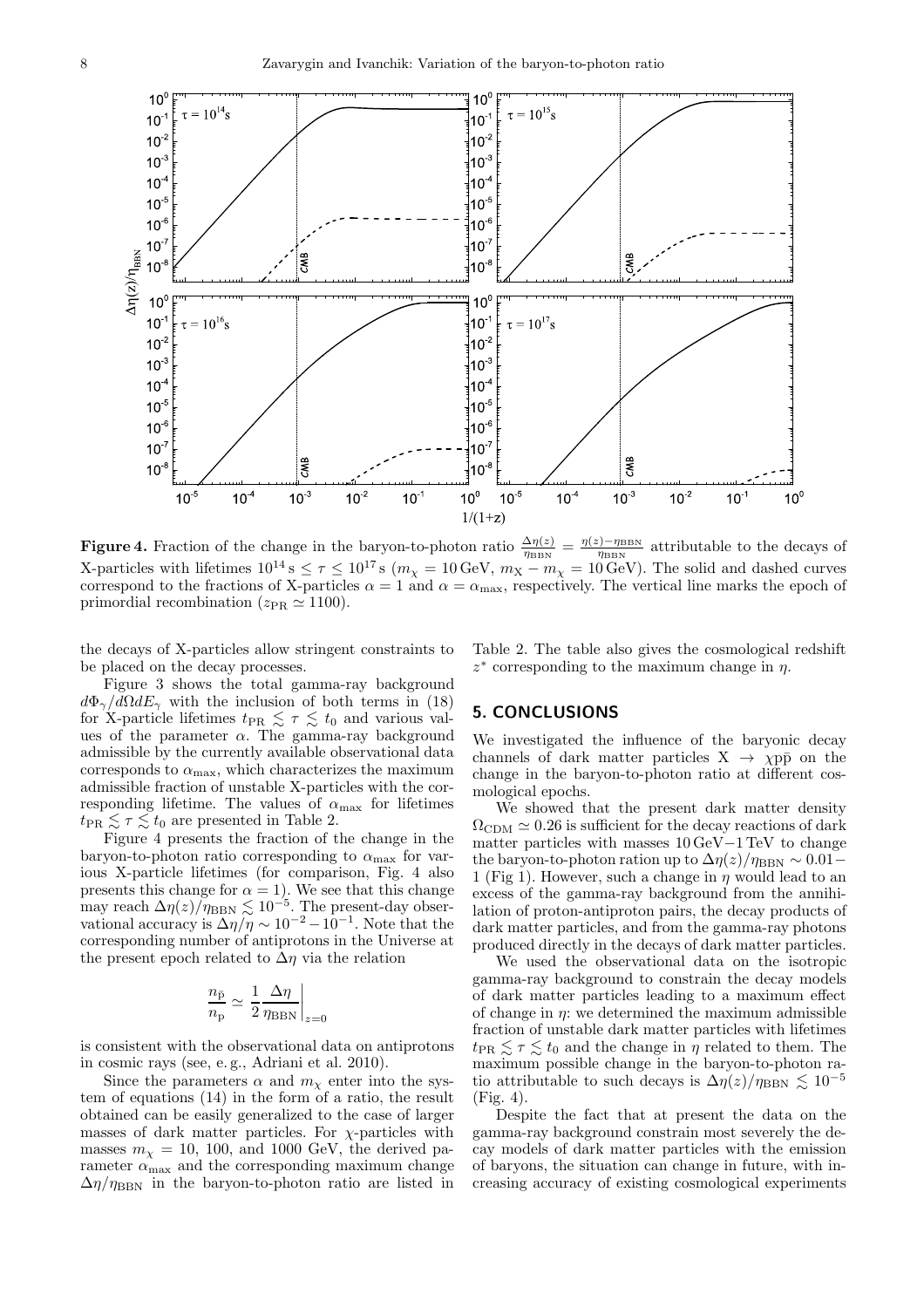**Figure 4.** Fraction of the change in the baryon-to-photon ratio $\frac{\Delta\eta(z)}{\eta_{\rm BBN}} = \frac{\eta(z)-\eta_{\rm BBN}}{\eta_{\rm BBN}}$ attributable to the decays of X-particles with lifetimes $10^{14}\,{\rm s} \le \tau \le 10^{17}\,{\rm s}$ ($m_\chi = 10\,{\rm GeV}$, $m_{\rm X} - m_\chi = 10\,{\rm GeV}$). The solid and dashed curves correspond to the fractions of X-particles $\alpha = 1$ and $\alpha = \alpha_{\max}$, respectively. The vertical line marks the epoch of primordial recombination ($z_{\rm PR} \simeq 1100$).

the decays of X-particles allow stringent constraints to be placed on the decay processes.

Figure 3 shows the total gamma-ray background $d\Phi_\gamma/d\Omega dE_\gamma$ with the inclusion of both terms in (18) for X-particle lifetimes $t_{\rm PR} \lesssim \tau \lesssim t_0$ and various values of the parameter $\alpha$. The gamma-ray background admissible by the currently available observational data corresponds to $\alpha_{\max}$, which characterizes the maximum admissible fraction of unstable X-particles with the corresponding lifetime. The values of $\alpha_{\max}$ for lifetimes $t_{\rm PR} \lesssim \tau \lesssim t_0$ are presented in Table 2.

Figure 4 presents the fraction of the change in the baryon-to-photon ratio corresponding to $\alpha_{\max}$ for various X-particle lifetimes (for comparison, Fig. 4 also presents this change for $\alpha = 1$). We see that this change may reach $\Delta\eta(z)/\eta_{\rm BBN} \lesssim 10^{-5}$. The present-day observational accuracy is $\Delta\eta/\eta \sim 10^{-2}-10^{-1}$. Note that the corresponding number of antiprotons in the Universe at the present epoch related to $\Delta\eta$ via the relation

$$\frac{n_{\bar{\rm p}}}{n_{\rm p}} \simeq \frac{1}{2}\frac{\Delta\eta}{\eta_{\rm BBN}}\bigg|_{z=0}$$

is consistent with the observational data on antiprotons in cosmic rays (see, e. g., Adriani et al. 2010).

Since the parameters $\alpha$ and $m_\chi$ enter into the system of equations (14) in the form of a ratio, the result obtained can be easily generalized to the case of larger masses of dark matter particles. For $\chi$-particles with masses $m_\chi$ = 10, 100, and 1000 GeV, the derived parameter $\alpha_{\max}$ and the corresponding maximum change $\Delta\eta/\eta_{\rm BBN}$ in the baryon-to-photon ratio are listed in Table 2. The table also gives the cosmological redshift $z^*$ corresponding to the maximum change in $\eta$.

## 5. CONCLUSIONS

We investigated the influence of the baryonic decay channels of dark matter particles $\rm X \to \chi p\bar{p}$ on the change in the baryon-to-photon ratio at different cosmological epochs.

We showed that the present dark matter density $\Omega_{\rm CDM} \simeq 0.26$ is sufficient for the decay reactions of dark matter particles with masses 10 GeV−1 TeV to change the baryon-to-photon ration up to $\Delta\eta(z)/\eta_{\rm BBN} \sim 0.01-1$ (Fig 1). However, such a change in $\eta$ would lead to an excess of the gamma-ray background from the annihilation of proton-antiproton pairs, the decay products of dark matter particles, and from the gamma-ray photons produced directly in the decays of dark matter particles.

We used the observational data on the isotropic gamma-ray background to constrain the decay models of dark matter particles leading to a maximum effect of change in $\eta$: we determined the maximum admissible fraction of unstable dark matter particles with lifetimes $t_{\rm PR} \lesssim \tau \lesssim t_0$ and the change in $\eta$ related to them. The maximum possible change in the baryon-to-photon ratio attributable to such decays is $\Delta\eta(z)/\eta_{\rm BBN} \lesssim 10^{-5}$ (Fig. 4).

Despite the fact that at present the data on the gamma-ray background constrain most severely the decay models of dark matter particles with the emission of baryons, the situation can change in future, with increasing accuracy of existing cosmological experiments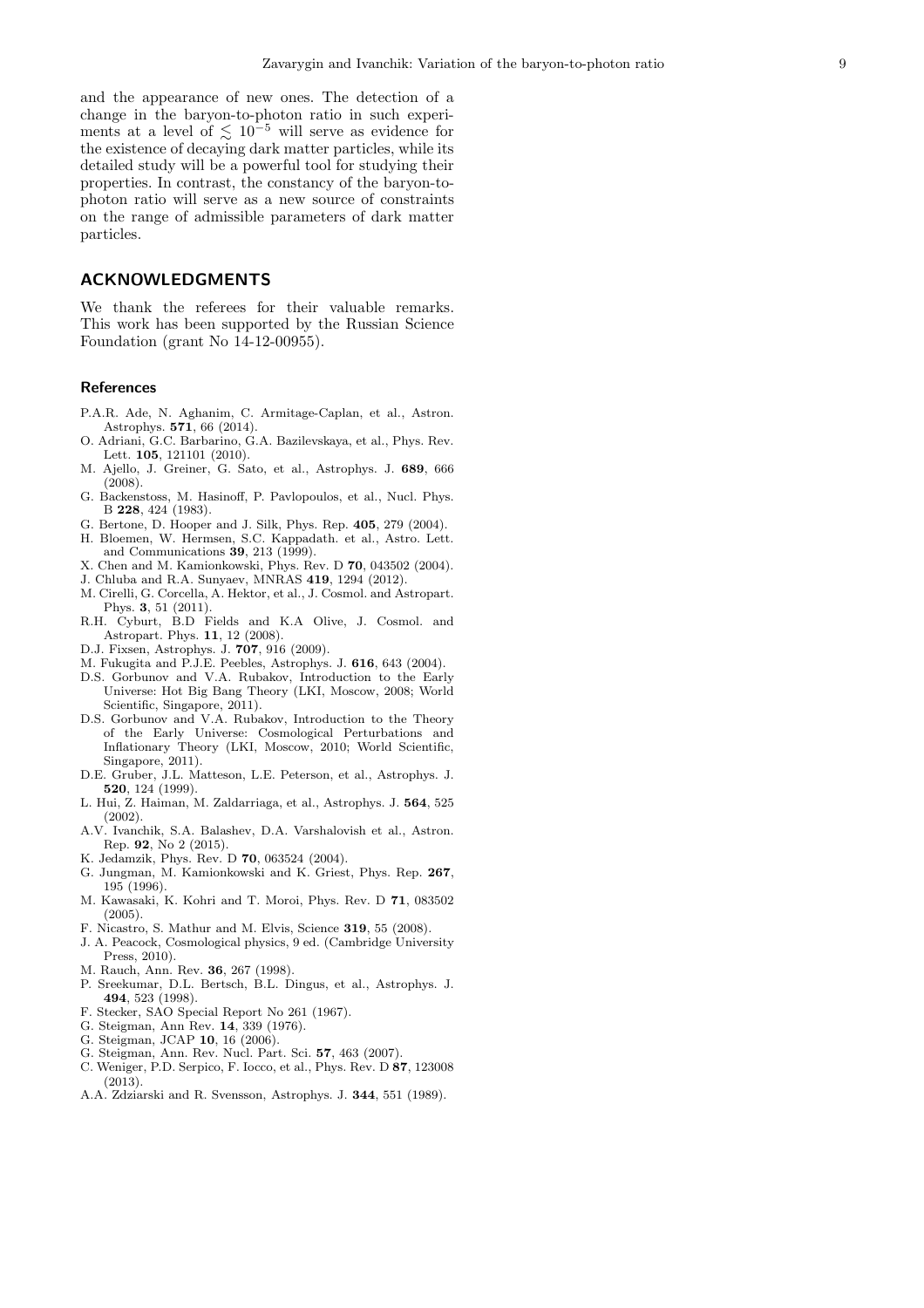and the appearance of new ones. The detection of a change in the baryon-to-photon ratio in such experiments at a level of $\lesssim 10^{-5}$ will serve as evidence for the existence of decaying dark matter particles, while its detailed study will be a powerful tool for studying their properties. In contrast, the constancy of the baryon-to-photon ratio will serve as a new source of constraints on the range of admissible parameters of dark matter particles.

## ACKNOWLEDGMENTS

We thank the referees for their valuable remarks. This work has been supported by the Russian Science Foundation (grant No 14-12-00955).

### References

P.A.R. Ade, N. Aghanim, C. Armitage-Caplan, et al., Astron. Astrophys. **571**, 66 (2014).

O. Adriani, G.C. Barbarino, G.A. Bazilevskaya, et al., Phys. Rev. Lett. **105**, 121101 (2010).

M. Ajello, J. Greiner, G. Sato, et al., Astrophys. J. **689**, 666 (2008).

G. Backenstoss, M. Hasinoff, P. Pavlopoulos, et al., Nucl. Phys. B **228**, 424 (1983).

G. Bertone, D. Hooper and J. Silk, Phys. Rep. **405**, 279 (2004).

H. Bloemen, W. Hermsen, S.C. Kappadath. et al., Astro. Lett. and Communications **39**, 213 (1999).

X. Chen and M. Kamionkowski, Phys. Rev. D **70**, 043502 (2004).

J. Chluba and R.A. Sunyaev, MNRAS **419**, 1294 (2012).

M. Cirelli, G. Corcella, A. Hektor, et al., J. Cosmol. and Astropart. Phys. **3**, 51 (2011).

R.H. Cyburt, B.D Fields and K.A Olive, J. Cosmol. and Astropart. Phys. **11**, 12 (2008).

D.J. Fixsen, Astrophys. J. **707**, 916 (2009).

M. Fukugita and P.J.E. Peebles, Astrophys. J. **616**, 643 (2004).

D.S. Gorbunov and V.A. Rubakov, Introduction to the Early Universe: Hot Big Bang Theory (LKI, Moscow, 2008; World Scientific, Singapore, 2011).

D.S. Gorbunov and V.A. Rubakov, Introduction to the Theory of the Early Universe: Cosmological Perturbations and Inflationary Theory (LKI, Moscow, 2010; World Scientific, Singapore, 2011).

D.E. Gruber, J.L. Matteson, L.E. Peterson, et al., Astrophys. J. **520**, 124 (1999).

L. Hui, Z. Haiman, M. Zaldarriaga, et al., Astrophys. J. **564**, 525 (2002).

A.V. Ivanchik, S.A. Balashev, D.A. Varshalovish et al., Astron. Rep. **92**, No 2 (2015).

K. Jedamzik, Phys. Rev. D **70**, 063524 (2004).

G. Jungman, M. Kamionkowski and K. Griest, Phys. Rep. **267**, 195 (1996).

M. Kawasaki, K. Kohri and T. Moroi, Phys. Rev. D **71**, 083502 (2005).

F. Nicastro, S. Mathur and M. Elvis, Science **319**, 55 (2008).

J. A. Peacock, Cosmological physics, 9 ed. (Cambridge University Press, 2010).

M. Rauch, Ann. Rev. **36**, 267 (1998).

P. Sreekumar, D.L. Bertsch, B.L. Dingus, et al., Astrophys. J. **494**, 523 (1998).

F. Stecker, SAO Special Report No 261 (1967).

G. Steigman, Ann Rev. **14**, 339 (1976).

G. Steigman, JCAP **10**, 16 (2006).

G. Steigman, Ann. Rev. Nucl. Part. Sci. **57**, 463 (2007).

C. Weniger, P.D. Serpico, F. Iocco, et al., Phys. Rev. D **87**, 123008 (2013).

A.A. Zdziarski and R. Svensson, Astrophys. J. **344**, 551 (1989).